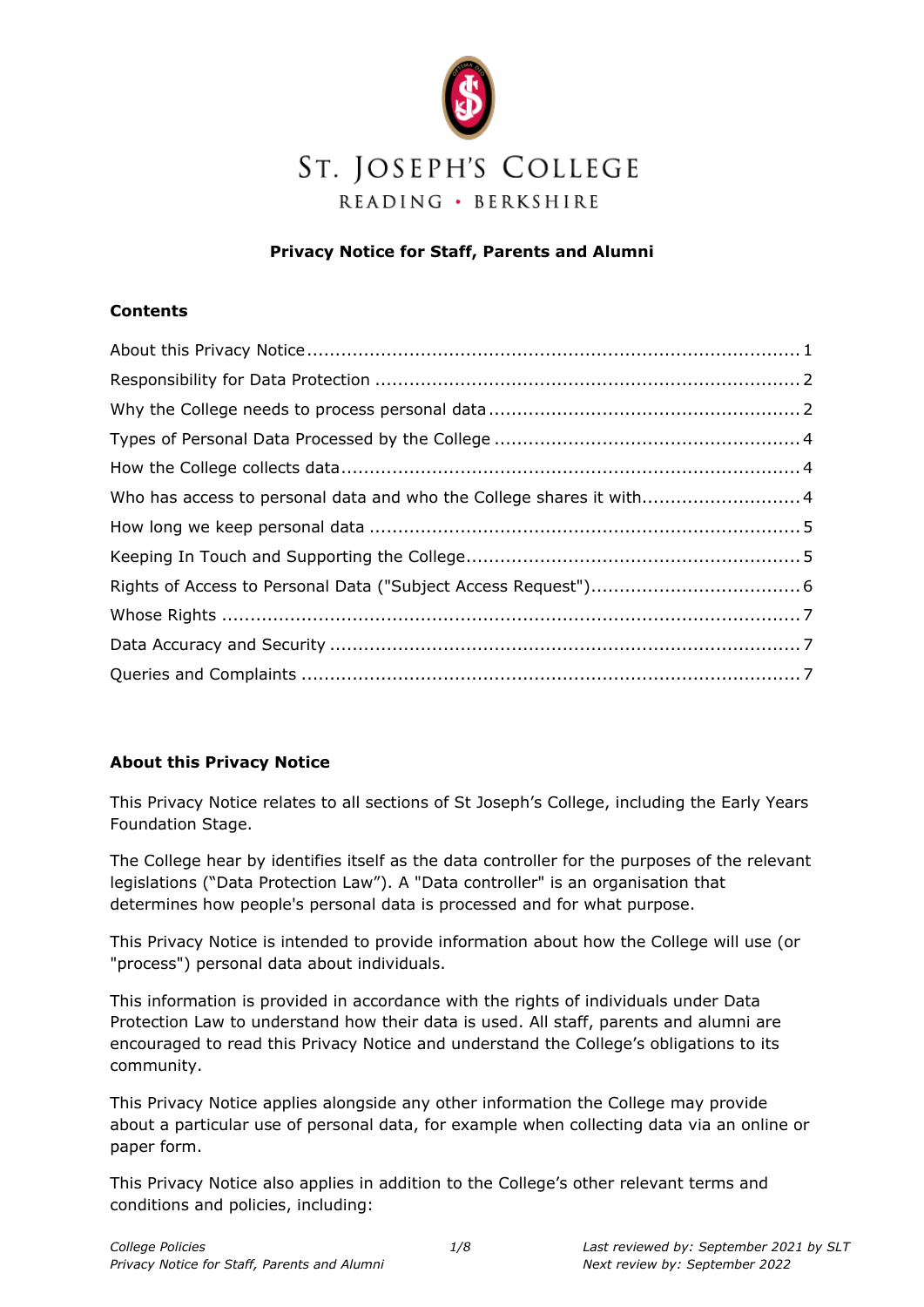# ST. JOSEPH'S COLLEGE

READING • BERKSHIRE

**Privacy Notice for Staff, Parents and Alumni**

**Contents**

About this Privacy Notice ........................................................................................ 1
Responsibility for Data Protection ........................................................................... 2
Why the College needs to process personal data ...................................................... 2
Types of Personal Data Processed by the College ..................................................... 4
How the College collects data.................................................................................. 4
Who has access to personal data and who the College shares it with ............................ 4
How long we keep personal data ............................................................................. 5
Keeping In Touch and Supporting the College ........................................................... 5
Rights of Access to Personal Data ("Subject Access Request") ..................................... 6
Whose Rights ........................................................................................................ 7
Data Accuracy and Security .................................................................................... 7
Queries and Complaints .......................................................................................... 7

## About this Privacy Notice

This Privacy Notice relates to all sections of St Joseph's College, including the Early Years Foundation Stage.

The College hear by identifies itself as the data controller for the purposes of the relevant legislations ("Data Protection Law"). A "Data controller" is an organisation that determines how people's personal data is processed and for what purpose.

This Privacy Notice is intended to provide information about how the College will use (or "process") personal data about individuals.

This information is provided in accordance with the rights of individuals under Data Protection Law to understand how their data is used. All staff, parents and alumni are encouraged to read this Privacy Notice and understand the College's obligations to its community.

This Privacy Notice applies alongside any other information the College may provide about a particular use of personal data, for example when collecting data via an online or paper form.

This Privacy Notice also applies in addition to the College's other relevant terms and conditions and policies, including: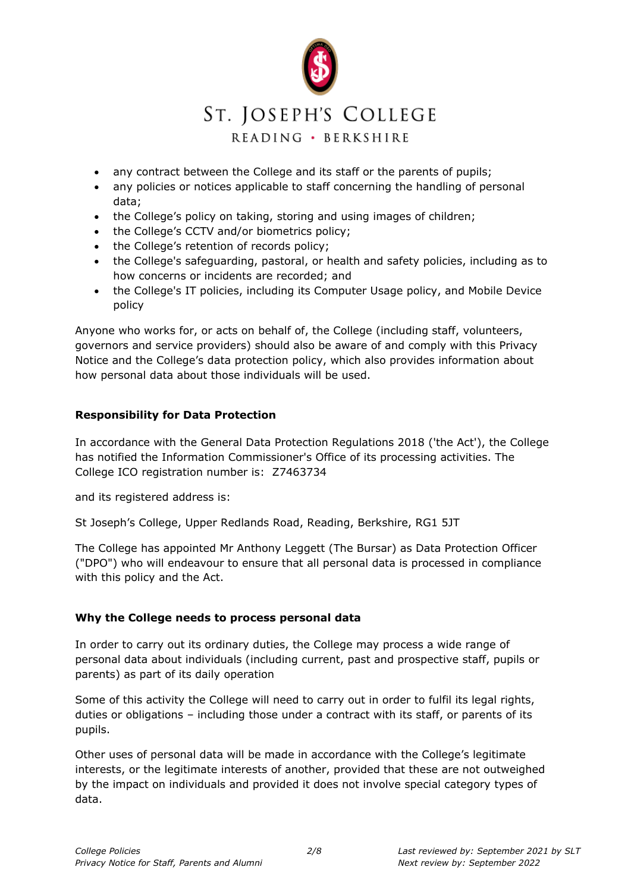- any contract between the College and its staff or the parents of pupils;
- any policies or notices applicable to staff concerning the handling of personal data;
- the College's policy on taking, storing and using images of children;
- the College's CCTV and/or biometrics policy;
- the College's retention of records policy;
- the College's safeguarding, pastoral, or health and safety policies, including as to how concerns or incidents are recorded; and
- the College's IT policies, including its Computer Usage policy, and Mobile Device policy

Anyone who works for, or acts on behalf of, the College (including staff, volunteers, governors and service providers) should also be aware of and comply with this Privacy Notice and the College's data protection policy, which also provides information about how personal data about those individuals will be used.

**Responsibility for Data Protection**

In accordance with the General Data Protection Regulations 2018 ('the Act'), the College has notified the Information Commissioner's Office of its processing activities. The College ICO registration number is: Z7463734

and its registered address is:

St Joseph's College, Upper Redlands Road, Reading, Berkshire, RG1 5JT

The College has appointed Mr Anthony Leggett (The Bursar) as Data Protection Officer ("DPO") who will endeavour to ensure that all personal data is processed in compliance with this policy and the Act.

**Why the College needs to process personal data**

In order to carry out its ordinary duties, the College may process a wide range of personal data about individuals (including current, past and prospective staff, pupils or parents) as part of its daily operation

Some of this activity the College will need to carry out in order to fulfil its legal rights, duties or obligations – including those under a contract with its staff, or parents of its pupils.

Other uses of personal data will be made in accordance with the College's legitimate interests, or the legitimate interests of another, provided that these are not outweighed by the impact on individuals and provided it does not involve special category types of data.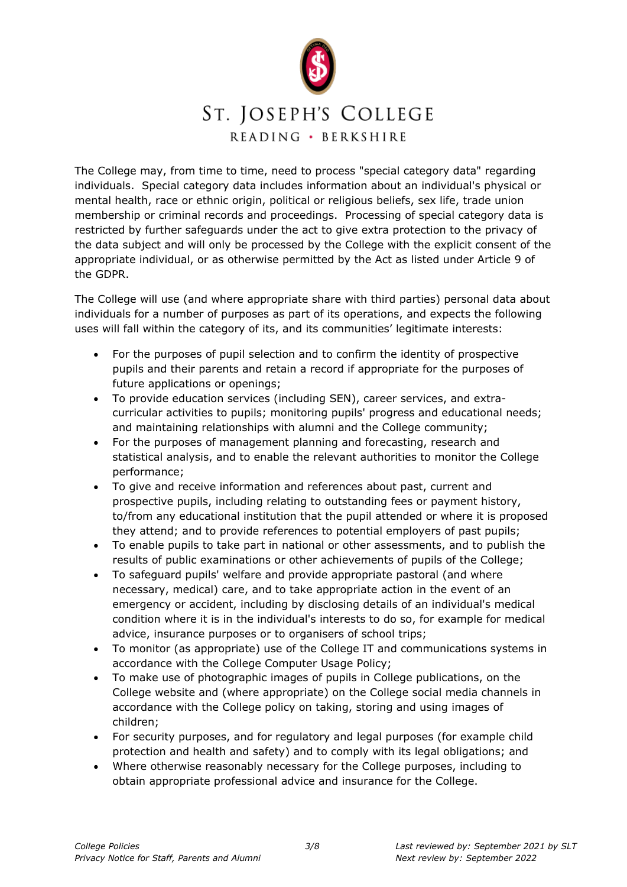The College may, from time to time, need to process "special category data" regarding individuals. Special category data includes information about an individual's physical or mental health, race or ethnic origin, political or religious beliefs, sex life, trade union membership or criminal records and proceedings. Processing of special category data is restricted by further safeguards under the act to give extra protection to the privacy of the data subject and will only be processed by the College with the explicit consent of the appropriate individual, or as otherwise permitted by the Act as listed under Article 9 of the GDPR.

The College will use (and where appropriate share with third parties) personal data about individuals for a number of purposes as part of its operations, and expects the following uses will fall within the category of its, and its communities' legitimate interests:

- For the purposes of pupil selection and to confirm the identity of prospective pupils and their parents and retain a record if appropriate for the purposes of future applications or openings;
- To provide education services (including SEN), career services, and extra-curricular activities to pupils; monitoring pupils' progress and educational needs; and maintaining relationships with alumni and the College community;
- For the purposes of management planning and forecasting, research and statistical analysis, and to enable the relevant authorities to monitor the College performance;
- To give and receive information and references about past, current and prospective pupils, including relating to outstanding fees or payment history, to/from any educational institution that the pupil attended or where it is proposed they attend; and to provide references to potential employers of past pupils;
- To enable pupils to take part in national or other assessments, and to publish the results of public examinations or other achievements of pupils of the College;
- To safeguard pupils' welfare and provide appropriate pastoral (and where necessary, medical) care, and to take appropriate action in the event of an emergency or accident, including by disclosing details of an individual's medical condition where it is in the individual's interests to do so, for example for medical advice, insurance purposes or to organisers of school trips;
- To monitor (as appropriate) use of the College IT and communications systems in accordance with the College Computer Usage Policy;
- To make use of photographic images of pupils in College publications, on the College website and (where appropriate) on the College social media channels in accordance with the College policy on taking, storing and using images of children;
- For security purposes, and for regulatory and legal purposes (for example child protection and health and safety) and to comply with its legal obligations; and
- Where otherwise reasonably necessary for the College purposes, including to obtain appropriate professional advice and insurance for the College.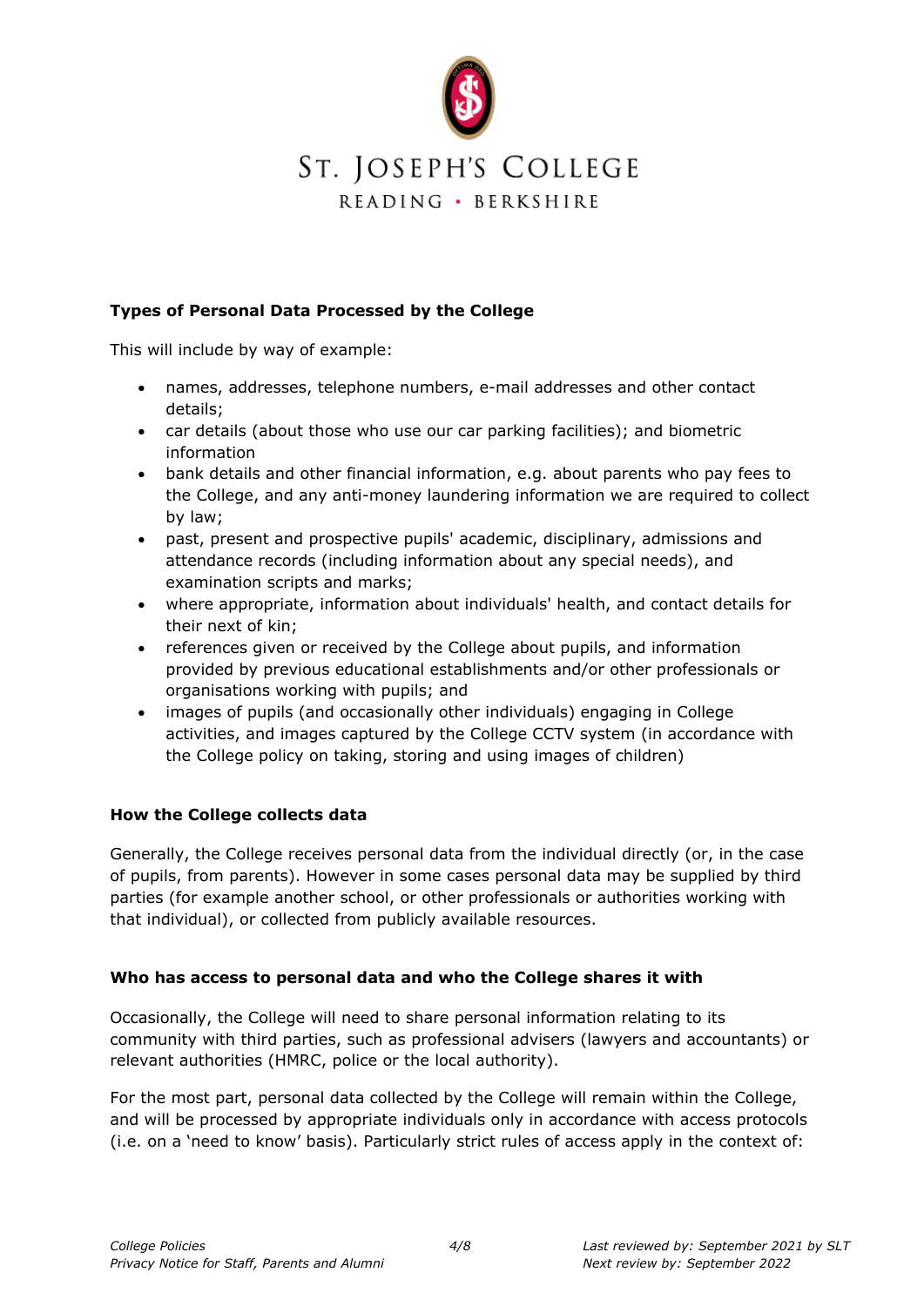### Types of Personal Data Processed by the College

This will include by way of example:

- names, addresses, telephone numbers, e-mail addresses and other contact details;
- car details (about those who use our car parking facilities); and biometric information
- bank details and other financial information, e.g. about parents who pay fees to the College, and any anti-money laundering information we are required to collect by law;
- past, present and prospective pupils' academic, disciplinary, admissions and attendance records (including information about any special needs), and examination scripts and marks;
- where appropriate, information about individuals' health, and contact details for their next of kin;
- references given or received by the College about pupils, and information provided by previous educational establishments and/or other professionals or organisations working with pupils; and
- images of pupils (and occasionally other individuals) engaging in College activities, and images captured by the College CCTV system (in accordance with the College policy on taking, storing and using images of children)

### How the College collects data

Generally, the College receives personal data from the individual directly (or, in the case of pupils, from parents). However in some cases personal data may be supplied by third parties (for example another school, or other professionals or authorities working with that individual), or collected from publicly available resources.

### Who has access to personal data and who the College shares it with

Occasionally, the College will need to share personal information relating to its community with third parties, such as professional advisers (lawyers and accountants) or relevant authorities (HMRC, police or the local authority).

For the most part, personal data collected by the College will remain within the College, and will be processed by appropriate individuals only in accordance with access protocols (i.e. on a 'need to know' basis). Particularly strict rules of access apply in the context of: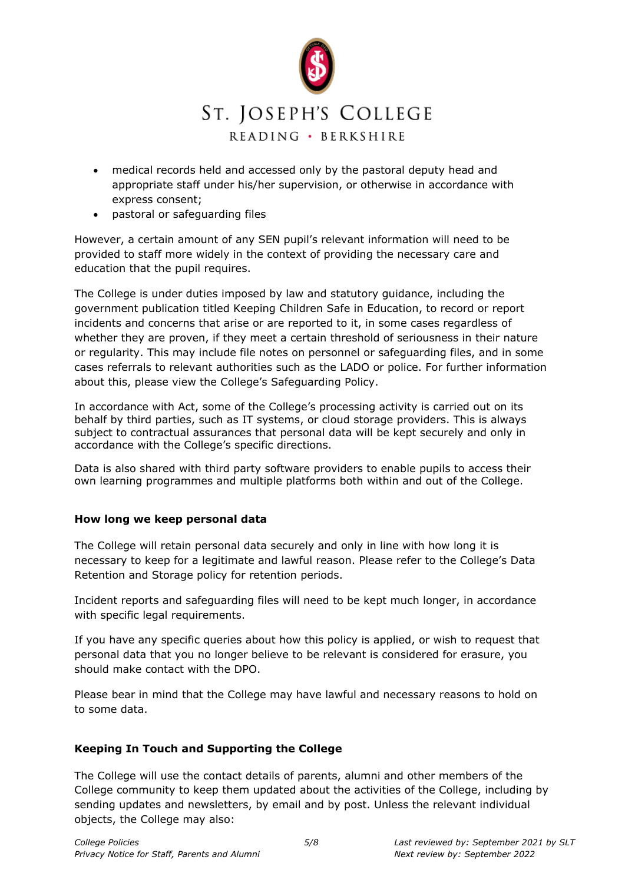- medical records held and accessed only by the pastoral deputy head and appropriate staff under his/her supervision, or otherwise in accordance with express consent;
- pastoral or safeguarding files

However, a certain amount of any SEN pupil's relevant information will need to be provided to staff more widely in the context of providing the necessary care and education that the pupil requires.

The College is under duties imposed by law and statutory guidance, including the government publication titled Keeping Children Safe in Education, to record or report incidents and concerns that arise or are reported to it, in some cases regardless of whether they are proven, if they meet a certain threshold of seriousness in their nature or regularity. This may include file notes on personnel or safeguarding files, and in some cases referrals to relevant authorities such as the LADO or police. For further information about this, please view the College's Safeguarding Policy.

In accordance with Act, some of the College's processing activity is carried out on its behalf by third parties, such as IT systems, or cloud storage providers. This is always subject to contractual assurances that personal data will be kept securely and only in accordance with the College's specific directions.

Data is also shared with third party software providers to enable pupils to access their own learning programmes and multiple platforms both within and out of the College.

**How long we keep personal data**

The College will retain personal data securely and only in line with how long it is necessary to keep for a legitimate and lawful reason. Please refer to the College's Data Retention and Storage policy for retention periods.

Incident reports and safeguarding files will need to be kept much longer, in accordance with specific legal requirements.

If you have any specific queries about how this policy is applied, or wish to request that personal data that you no longer believe to be relevant is considered for erasure, you should make contact with the DPO.

Please bear in mind that the College may have lawful and necessary reasons to hold on to some data.

**Keeping In Touch and Supporting the College**

The College will use the contact details of parents, alumni and other members of the College community to keep them updated about the activities of the College, including by sending updates and newsletters, by email and by post. Unless the relevant individual objects, the College may also: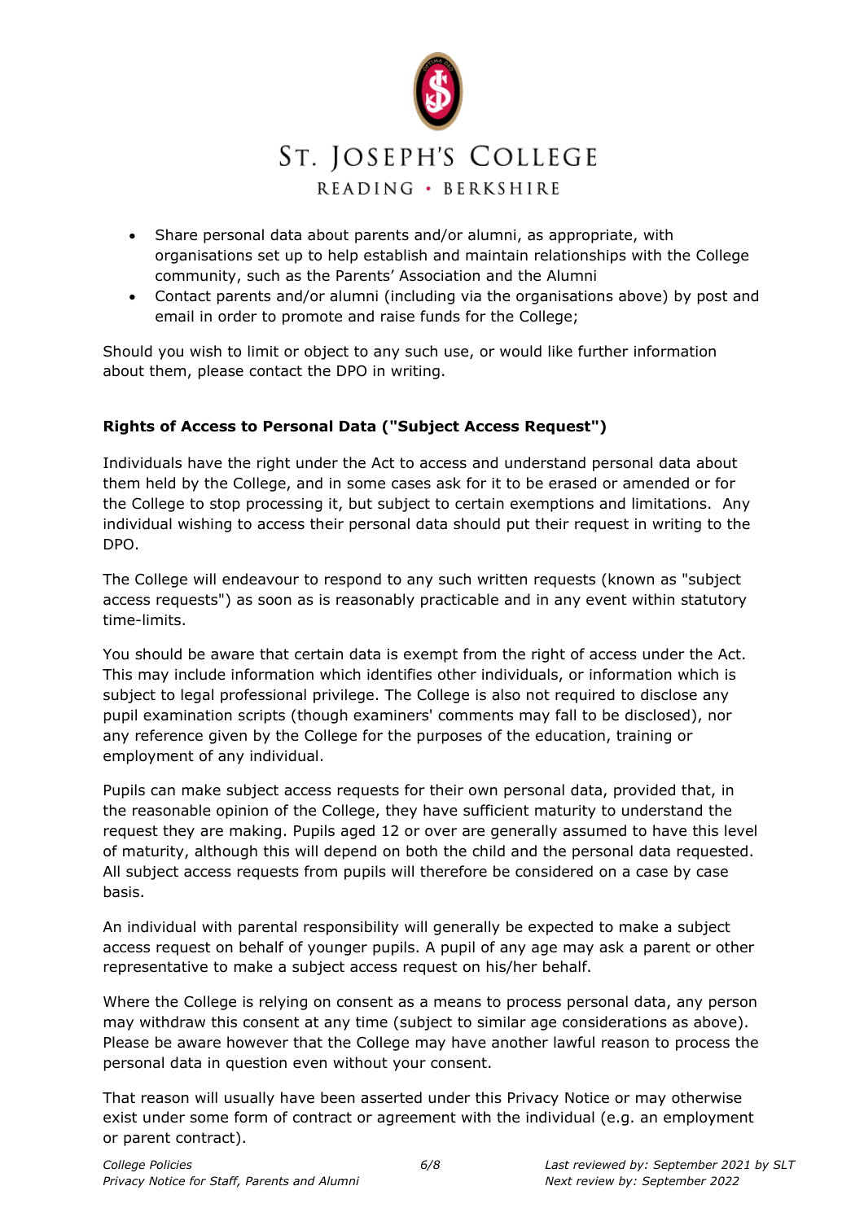- Share personal data about parents and/or alumni, as appropriate, with organisations set up to help establish and maintain relationships with the College community, such as the Parents' Association and the Alumni
- Contact parents and/or alumni (including via the organisations above) by post and email in order to promote and raise funds for the College;

Should you wish to limit or object to any such use, or would like further information about them, please contact the DPO in writing.

**Rights of Access to Personal Data ("Subject Access Request")**

Individuals have the right under the Act to access and understand personal data about them held by the College, and in some cases ask for it to be erased or amended or for the College to stop processing it, but subject to certain exemptions and limitations. Any individual wishing to access their personal data should put their request in writing to the DPO.

The College will endeavour to respond to any such written requests (known as "subject access requests") as soon as is reasonably practicable and in any event within statutory time-limits.

You should be aware that certain data is exempt from the right of access under the Act. This may include information which identifies other individuals, or information which is subject to legal professional privilege. The College is also not required to disclose any pupil examination scripts (though examiners' comments may fall to be disclosed), nor any reference given by the College for the purposes of the education, training or employment of any individual.

Pupils can make subject access requests for their own personal data, provided that, in the reasonable opinion of the College, they have sufficient maturity to understand the request they are making. Pupils aged 12 or over are generally assumed to have this level of maturity, although this will depend on both the child and the personal data requested. All subject access requests from pupils will therefore be considered on a case by case basis.

An individual with parental responsibility will generally be expected to make a subject access request on behalf of younger pupils. A pupil of any age may ask a parent or other representative to make a subject access request on his/her behalf.

Where the College is relying on consent as a means to process personal data, any person may withdraw this consent at any time (subject to similar age considerations as above). Please be aware however that the College may have another lawful reason to process the personal data in question even without your consent.

That reason will usually have been asserted under this Privacy Notice or may otherwise exist under some form of contract or agreement with the individual (e.g. an employment or parent contract).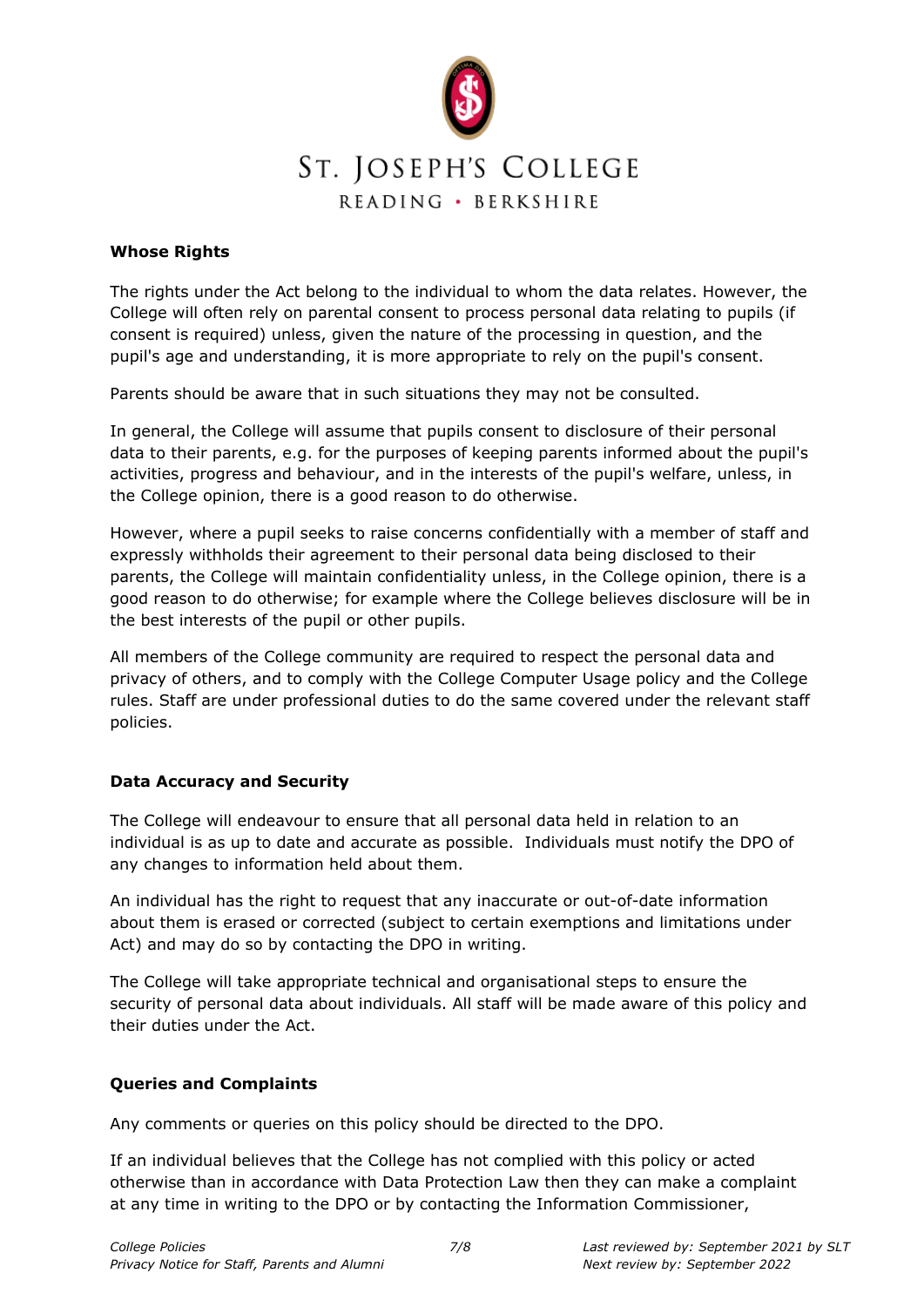**Whose Rights**

The rights under the Act belong to the individual to whom the data relates. However, the College will often rely on parental consent to process personal data relating to pupils (if consent is required) unless, given the nature of the processing in question, and the pupil's age and understanding, it is more appropriate to rely on the pupil's consent.

Parents should be aware that in such situations they may not be consulted.

In general, the College will assume that pupils consent to disclosure of their personal data to their parents, e.g. for the purposes of keeping parents informed about the pupil's activities, progress and behaviour, and in the interests of the pupil's welfare, unless, in the College opinion, there is a good reason to do otherwise.

However, where a pupil seeks to raise concerns confidentially with a member of staff and expressly withholds their agreement to their personal data being disclosed to their parents, the College will maintain confidentiality unless, in the College opinion, there is a good reason to do otherwise; for example where the College believes disclosure will be in the best interests of the pupil or other pupils.

All members of the College community are required to respect the personal data and privacy of others, and to comply with the College Computer Usage policy and the College rules. Staff are under professional duties to do the same covered under the relevant staff policies.

**Data Accuracy and Security**

The College will endeavour to ensure that all personal data held in relation to an individual is as up to date and accurate as possible. Individuals must notify the DPO of any changes to information held about them.

An individual has the right to request that any inaccurate or out-of-date information about them is erased or corrected (subject to certain exemptions and limitations under Act) and may do so by contacting the DPO in writing.

The College will take appropriate technical and organisational steps to ensure the security of personal data about individuals. All staff will be made aware of this policy and their duties under the Act.

**Queries and Complaints**

Any comments or queries on this policy should be directed to the DPO.

If an individual believes that the College has not complied with this policy or acted otherwise than in accordance with Data Protection Law then they can make a complaint at any time in writing to the DPO or by contacting the Information Commissioner,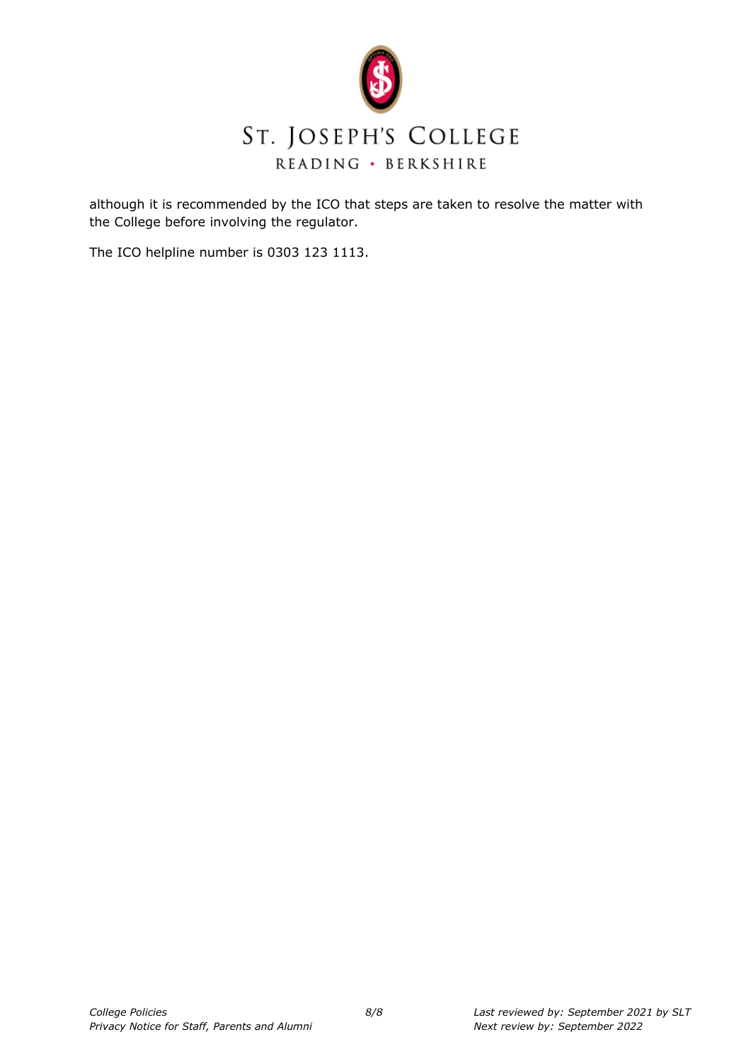although it is recommended by the ICO that steps are taken to resolve the matter with the College before involving the regulator.

The ICO helpline number is 0303 123 1113.